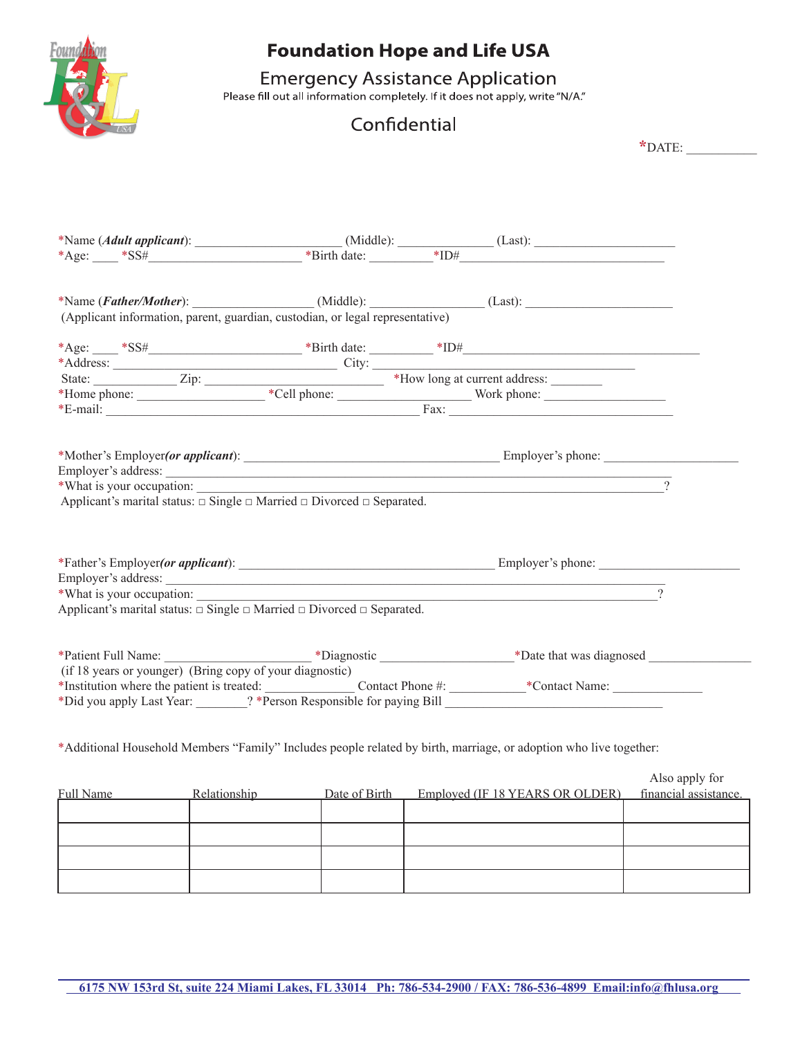# Foundation Hope and Life USA

## Emergency Assistance Application

Please fill out all information completely. If it does not apply, write "N/A."

## Confidential

*DATE: __________

*Name (***Adult applicant***): ______________________ (Middle): ______________ (Last): _____________________
*Age: ____ *SS#_______________________ *Birth date: _________ *ID#________________________________

*Name (***Father/Mother***): __________________ (Middle): ________________ (Last): _____________________
(Applicant information, parent, guardian, custodian, or legal representative)

*Age: ____ *SS#_______________________ *Birth date: _________ *ID#____________________________________
*Address: ___________________________________ City: ________________________________________
State: ____________ Zip: ___________________________ *How long at current address: ________
*Home phone: ___________________ *Cell phone: ____________________ Work phone: __________________
*E-mail: ________________________________________________ Fax: _______________________________

*Mother's Employer***(or applicant)***: _______________________________________ Employer's phone: ____________________
Employer's address: _________________________________________________________________________
*What is your occupation: ____________________________________________________________________?
Applicant's marital status: □ Single □ Married □ Divorced □ Separated.

*Father's Employer***(or applicant)***: _______________________________________ Employer's phone: ____________________
Employer's address: _________________________________________________________________________
*What is your occupation: ____________________________________________________________________?
Applicant's marital status: □ Single □ Married □ Divorced □ Separated.

*Patient Full Name: ______________________ *Diagnostic ____________________ *Date that was diagnosed ________________
(if 18 years or younger) (Bring copy of your diagnostic)
*Institution where the patient is treated: _____________ Contact Phone #: ____________ *Contact Name: ______________
*Did you apply Last Year: ________? *Person Responsible for paying Bill __________________________________

*Additional Household Members "Family" Includes people related by birth, marriage, or adoption who live together:

| Full Name | Relationship | Date of Birth | Employed (IF 18 YEARS OR OLDER) | Also apply for financial assistance. |
|---|---|---|---|---|
| | | | | |
| | | | | |
| | | | | |
| | | | | |

**6175 NW 153rd St, suite 224 Miami Lakes, FL 33014 Ph: 786-534-2900 / FAX: 786-536-4899 Email:info@fhlusa.org**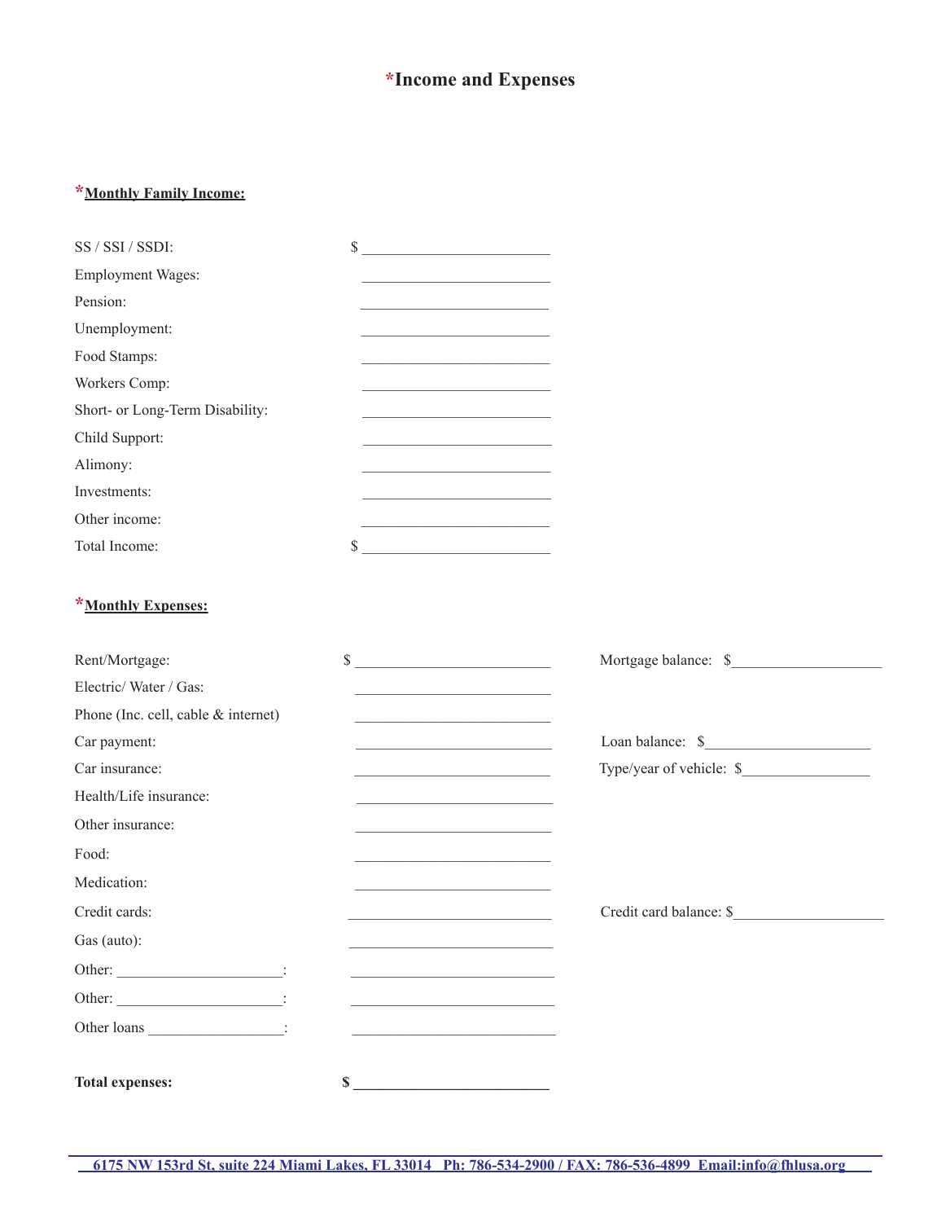# *Income and Expenses

***Monthly Family Income:***

| | |
|---|---|
| SS / SSI / SSDI: | $ ________________________ |
| Employment Wages: | ________________________ |
| Pension: | ________________________ |
| Unemployment: | ________________________ |
| Food Stamps: | ________________________ |
| Workers Comp: | ________________________ |
| Short- or Long-Term Disability: | ________________________ |
| Child Support: | ________________________ |
| Alimony: | ________________________ |
| Investments: | ________________________ |
| Other income: | ________________________ |
| Total Income: | $ ________________________ |

***Monthly Expenses:***

| | | |
|---|---|---|
| Rent/Mortgage: | $ ________________________ | Mortgage balance: $____________________ |
| Electric/ Water / Gas: | ________________________ | |
| Phone (Inc. cell, cable & internet) | ________________________ | |
| Car payment: | ________________________ | Loan balance: $______________________ |
| Car insurance: | ________________________ | Type/year of vehicle: $_________________ |
| Health/Life insurance: | ________________________ | |
| Other insurance: | ________________________ | |
| Food: | ________________________ | |
| Medication: | ________________________ | |
| Credit cards: | ________________________ | Credit card balance: $____________________ |
| Gas (auto): | ________________________ | |
| Other: ______________________: | ________________________ | |
| Other: ______________________: | ________________________ | |
| Other loans __________________: | ________________________ | |
| **Total expenses:** | **$ ________________________** | |

6175 NW 153rd St, suite 224 Miami Lakes, FL 33014 Ph: 786-534-2900 / FAX: 786-536-4899 Email:info@fhlusa.org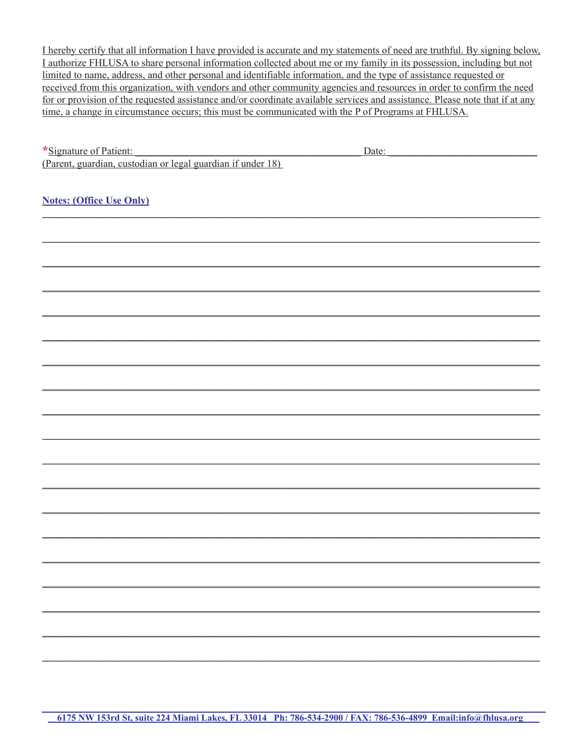I hereby certify that all information I have provided is accurate and my statements of need are truthful. By signing below, I authorize FHLUSA to share personal information collected about me or my family in its possession, including but not limited to name, address, and other personal and identifiable information, and the type of assistance requested or received from this organization, with vendors and other community agencies and resources in order to confirm the need for or provision of the requested assistance and/or coordinate available services and assistance. Please note that if at any time, a change in circumstance occurs; this must be communicated with the P of Programs at FHLUSA.

*Signature of Patient: ___________________________________________ Date: ____________________________
(Parent, guardian, custodian or legal guardian if under 18)

**Notes: (Office Use Only)**

______________________________________________________________________________

______________________________________________________________________________

______________________________________________________________________________

______________________________________________________________________________

______________________________________________________________________________

______________________________________________________________________________

______________________________________________________________________________

______________________________________________________________________________

______________________________________________________________________________

______________________________________________________________________________

______________________________________________________________________________

______________________________________________________________________________

______________________________________________________________________________

______________________________________________________________________________

______________________________________________________________________________

______________________________________________________________________________

______________________________________________________________________________

______________________________________________________________________________

______________________________________________________________________________

**6175 NW 153rd St, suite 224 Miami Lakes, FL 33014 Ph: 786-534-2900 / FAX: 786-536-4899 Email:info@fhlusa.org**